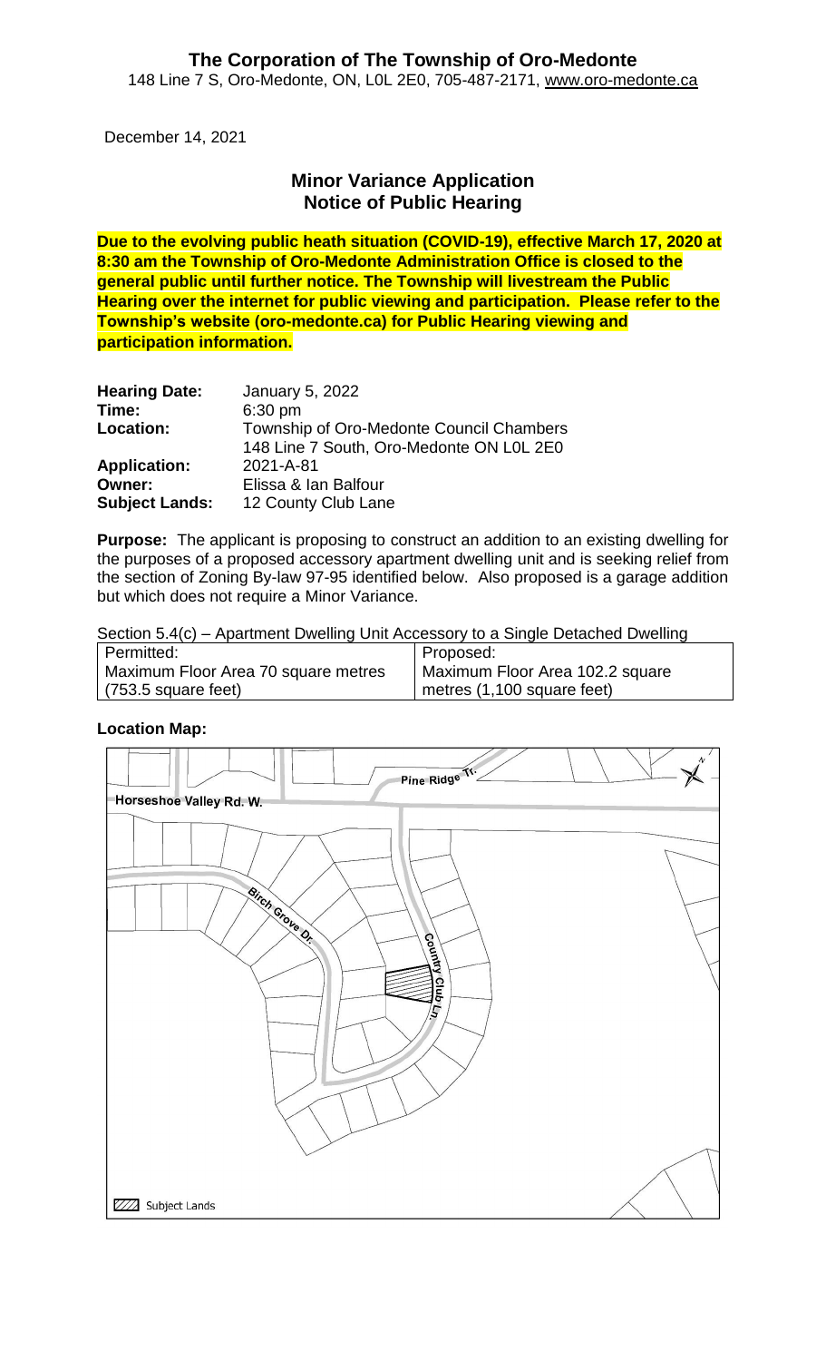# The Corporation of The Township of Oro-Medonte

148 Line 7 S, Oro-Medonte, ON, L0L 2E0, 705-487-2171, www.oro-medonte.ca

December 14, 2021

## Minor Variance Application
## Notice of Public Hearing

**Due to the evolving public heath situation (COVID-19), effective March 17, 2020 at 8:30 am the Township of Oro-Medonte Administration Office is closed to the general public until further notice. The Township will livestream the Public Hearing over the internet for public viewing and participation. Please refer to the Township's website (oro-medonte.ca) for Public Hearing viewing and participation information.**

| | |
|---|---|
| **Hearing Date:** | January 5, 2022 |
| **Time:** | 6:30 pm |
| **Location:** | Township of Oro-Medonte Council Chambers<br>148 Line 7 South, Oro-Medonte ON L0L 2E0 |
| **Application:** | 2021-A-81 |
| **Owner:** | Elissa & Ian Balfour |
| **Subject Lands:** | 12 County Club Lane |

**Purpose:** The applicant is proposing to construct an addition to an existing dwelling for the purposes of a proposed accessory apartment dwelling unit and is seeking relief from the section of Zoning By-law 97-95 identified below. Also proposed is a garage addition but which does not require a Minor Variance.

Section 5.4(c) – Apartment Dwelling Unit Accessory to a Single Detached Dwelling

| Permitted: | Proposed: |
|---|---|
| Maximum Floor Area 70 square metres (753.5 square feet) | Maximum Floor Area 102.2 square metres (1,100 square feet) |

**Location Map:**

Pine Ridge Tr.

Horseshoe Valley Rd. W.

Birch Grove Dr.

Country Club Ln.

Subject Lands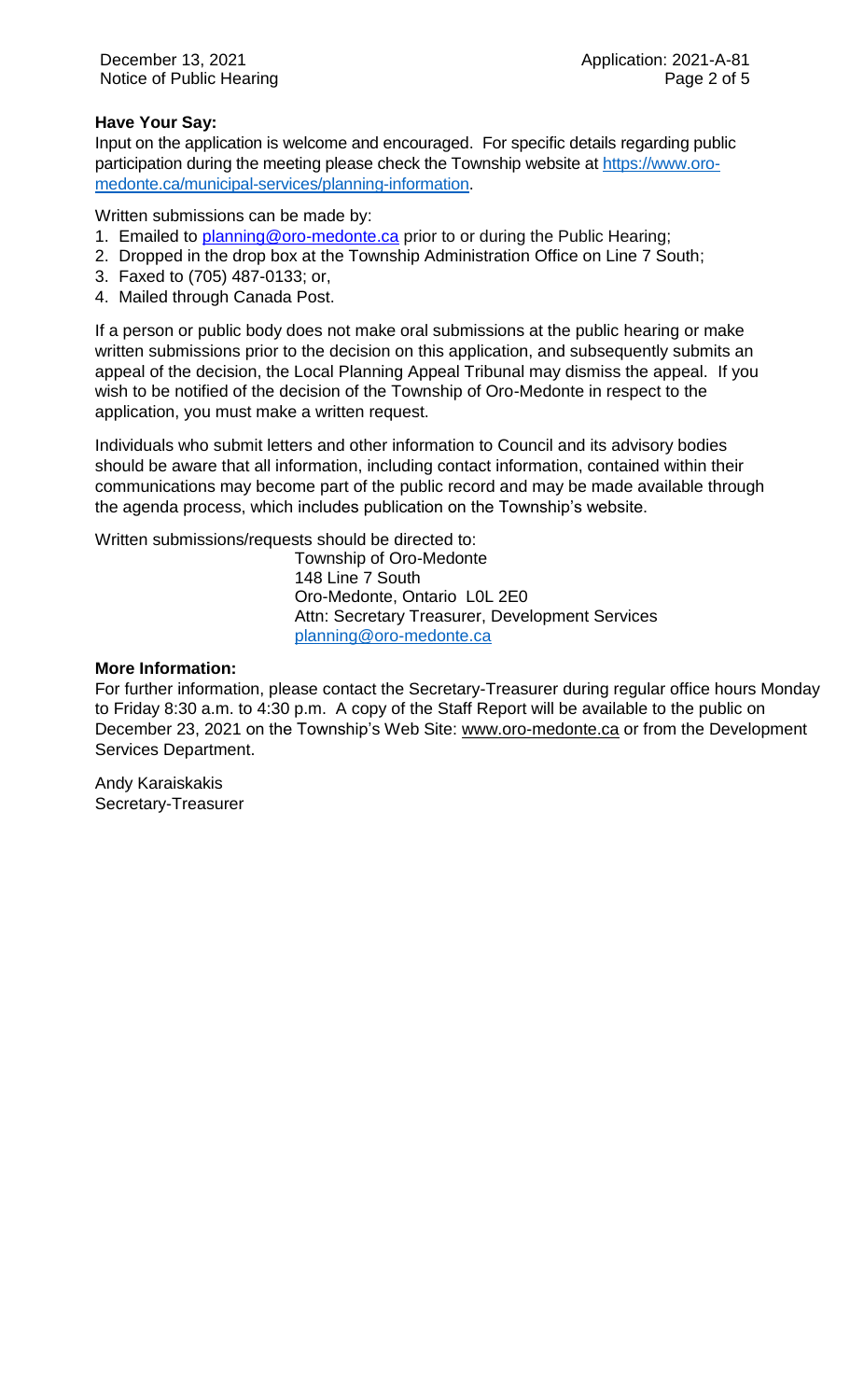**Have Your Say:**

Input on the application is welcome and encouraged. For specific details regarding public participation during the meeting please check the Township website at https://www.oro-medonte.ca/municipal-services/planning-information.

Written submissions can be made by:

1. Emailed to planning@oro-medonte.ca prior to or during the Public Hearing;
2. Dropped in the drop box at the Township Administration Office on Line 7 South;
3. Faxed to (705) 487-0133; or,
4. Mailed through Canada Post.

If a person or public body does not make oral submissions at the public hearing or make written submissions prior to the decision on this application, and subsequently submits an appeal of the decision, the Local Planning Appeal Tribunal may dismiss the appeal. If you wish to be notified of the decision of the Township of Oro-Medonte in respect to the application, you must make a written request.

Individuals who submit letters and other information to Council and its advisory bodies should be aware that all information, including contact information, contained within their communications may become part of the public record and may be made available through the agenda process, which includes publication on the Township's website.

Written submissions/requests should be directed to:

Township of Oro-Medonte
148 Line 7 South
Oro-Medonte, Ontario L0L 2E0
Attn: Secretary Treasurer, Development Services
planning@oro-medonte.ca

**More Information:**

For further information, please contact the Secretary-Treasurer during regular office hours Monday to Friday 8:30 a.m. to 4:30 p.m. A copy of the Staff Report will be available to the public on December 23, 2021 on the Township's Web Site: www.oro-medonte.ca or from the Development Services Department.

Andy Karaiskakis
Secretary-Treasurer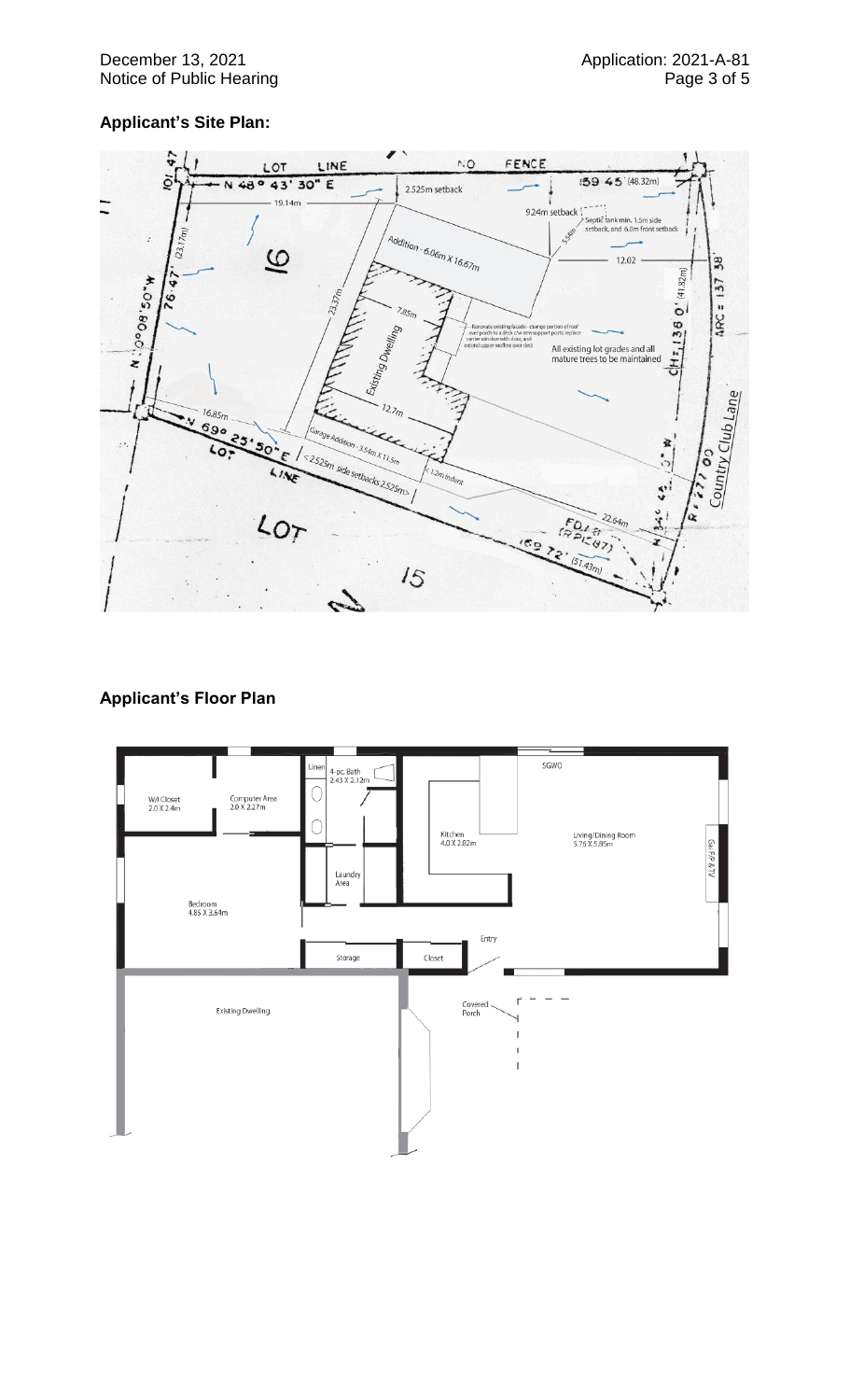## Applicant's Site Plan:

LOT LINE

NO FENCE

N 48° 43' 30" E

159.45' (48.32m)

101.47

19.14m

2.525m setback

9.24m setback

Septic tank min. 1.5m side setback, and 6.0m front setback

5.54m

(23.17m)

16

Addition - 6.06m X 16.67m

12.02

23.37m

7.85m

76.47'

N 0°08'50" W

Existing Dwelling

- Renovate existing facade - change portion of roof over porch to a deck c/w new support posts; replace center window with door, and extend upper roofline over deck

All existing lot grades and all mature trees to be maintained

(41.82m)

CH= 138.0'

ARC = 137.38

12.7m

16.85m

N 69° 25' 50" E

LOT LINE

Garage Addition - 3.54m X 11.5m

< 2.525m side setbacks 2.525m >

< 1.2m indent

Country Club Lane

R = 277.00

22.64m

FD I.B. (RP1287)

169.72' (51.43m)

LOT

15

## Applicant's Floor Plan

Linen

4-pc. Bath
2.43 X 2.12m

SGWO

W/I Closet
2.0 X 2.4m

Computer Area
2.0 X 2.27m

Kitchen
4.0 X 2.82m

Living/Dining Room
5.76 X 5.85m

Gas FP/TV

Laundry Area

Bedroom
4.85 X 3.64m

Entry

Storage

Closet

Existing Dwelling

Covered Porch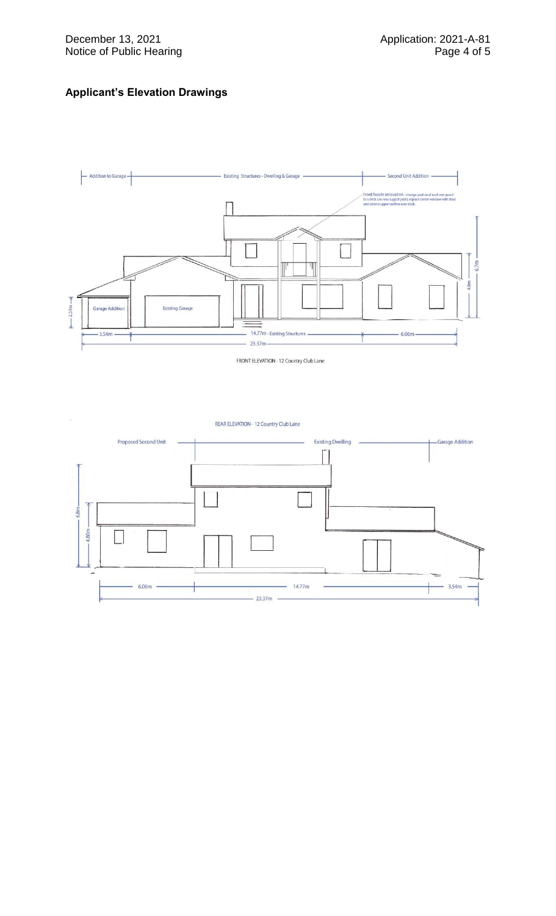## Applicant's Elevation Drawings

Addition to Garage | Existing Structures - Dwelling & Garage | Second Unit Addition

Front facade renovation - change portion of roof over porch to a deck c/w new support posts; replace center window with door and extend upper roofline over deck.

Garage Addition

Existing Garage

2.54m

4.8m

6.7m

3.54m | 14.77m - Existing Structures | 6.06m

23.37m

FRONT ELEVATION - 12 Country Club Lane

REAR ELEVATION - 12 Country Club Lane

Proposed Second Unit | Existing Dwelling | Garage Addition

6.8m

4.80m

6.06m | 14.77m | 3.54m

23.37m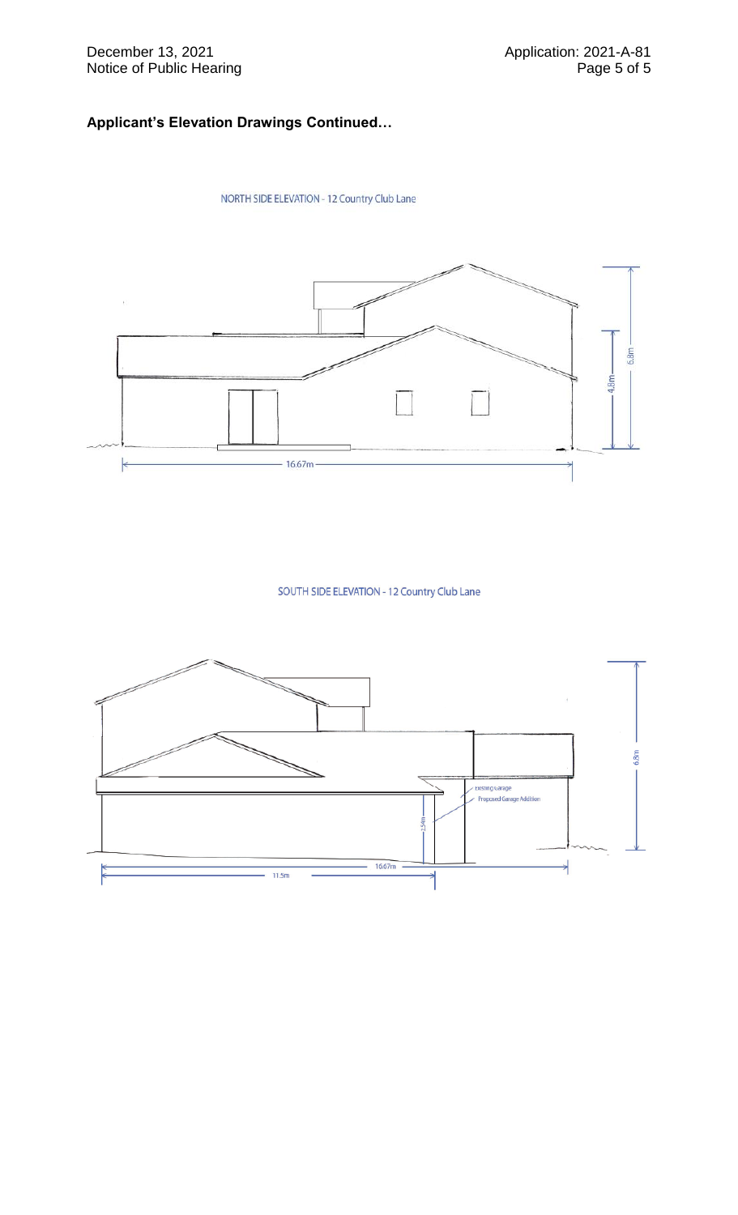**Applicant's Elevation Drawings Continued…**

NORTH SIDE ELEVATION - 12 Country Club Lane

6.8m

4.8m

16.67m

SOUTH SIDE ELEVATION - 12 Country Club Lane

6.8m

Existing Garage

Proposed Garage Addition

2.54m

16.67m

11.5m